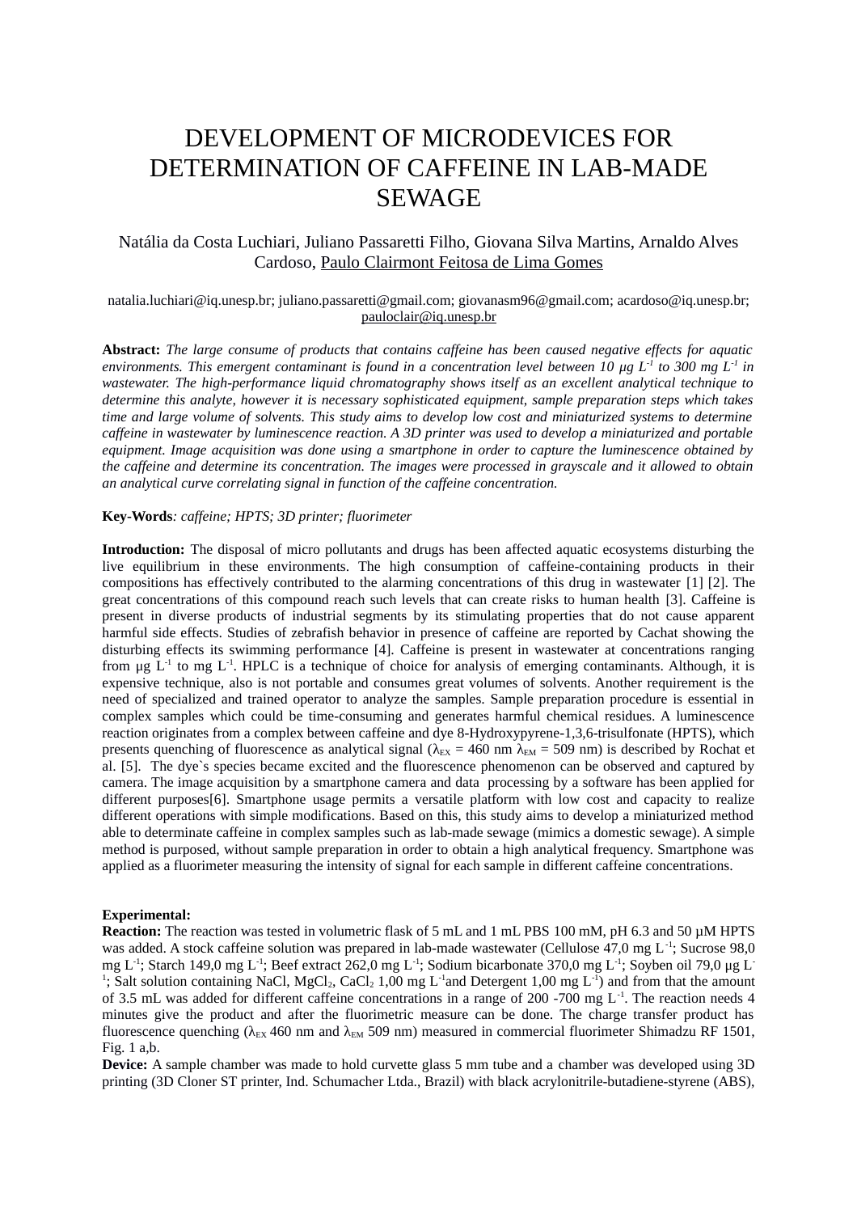# DEVELOPMENT OF MICRODEVICES FOR DETERMINATION OF CAFFEINE IN LAB-MADE SEWAGE

Natália da Costa Luchiari, Juliano Passaretti Filho, Giovana Silva Martins, Arnaldo Alves Cardoso, Paulo Clairmont Feitosa de Lima Gomes

natalia.luchiari@iq.unesp.br; juliano.passaretti@gmail.com; giovanasm96@gmail.com; acardoso@iq.unesp.br; pauloclair@iq.unesp.br

**Abstract:** *The large consume of products that contains caffeine has been caused negative effects for aquatic environments. This emergent contaminant is found in a concentration level between 10 μg $L^{-1}$ to 300 mg $L^{-1}$ in wastewater. The high-performance liquid chromatography shows itself as an excellent analytical technique to determine this analyte, however it is necessary sophisticated equipment, sample preparation steps which takes time and large volume of solvents. This study aims to develop low cost and miniaturized systems to determine caffeine in wastewater by luminescence reaction. A 3D printer was used to develop a miniaturized and portable equipment. Image acquisition was done using a smartphone in order to capture the luminescence obtained by the caffeine and determine its concentration. The images were processed in grayscale and it allowed to obtain an analytical curve correlating signal in function of the caffeine concentration.*

**Key-Words**: *caffeine; HPTS; 3D printer; fluorimeter*

**Introduction:** The disposal of micro pollutants and drugs has been affected aquatic ecosystems disturbing the live equilibrium in these environments. The high consumption of caffeine-containing products in their compositions has effectively contributed to the alarming concentrations of this drug in wastewater [1] [2]. The great concentrations of this compound reach such levels that can create risks to human health [3]. Caffeine is present in diverse products of industrial segments by its stimulating properties that do not cause apparent harmful side effects. Studies of zebrafish behavior in presence of caffeine are reported by Cachat showing the disturbing effects its swimming performance [4]. Caffeine is present in wastewater at concentrations ranging from μg $L^{-1}$ to mg $L^{-1}$. HPLC is a technique of choice for analysis of emerging contaminants. Although, it is expensive technique, also is not portable and consumes great volumes of solvents. Another requirement is the need of specialized and trained operator to analyze the samples. Sample preparation procedure is essential in complex samples which could be time-consuming and generates harmful chemical residues. A luminescence reaction originates from a complex between caffeine and dye 8-Hydroxypyrene-1,3,6-trisulfonate (HPTS), which presents quenching of fluorescence as analytical signal ($\lambda_{EX}$ = 460 nm $\lambda_{EM}$ = 509 nm) is described by Rochat et al. [5]. The dye`s species became excited and the fluorescence phenomenon can be observed and captured by camera. The image acquisition by a smartphone camera and data processing by a software has been applied for different purposes[6]. Smartphone usage permits a versatile platform with low cost and capacity to realize different operations with simple modifications. Based on this, this study aims to develop a miniaturized method able to determinate caffeine in complex samples such as lab-made sewage (mimics a domestic sewage). A simple method is purposed, without sample preparation in order to obtain a high analytical frequency. Smartphone was applied as a fluorimeter measuring the intensity of signal for each sample in different caffeine concentrations.

**Experimental:**

**Reaction:** The reaction was tested in volumetric flask of 5 mL and 1 mL PBS 100 mM, pH 6.3 and 50 μM HPTS was added. A stock caffeine solution was prepared in lab-made wastewater (Cellulose 47,0 mg $L^{-1}$; Sucrose 98,0 mg $L^{-1}$; Starch 149,0 mg $L^{-1}$; Beef extract 262,0 mg $L^{-1}$; Sodium bicarbonate 370,0 mg $L^{-1}$; Soyben oil 79,0 μg $L^{-1}$; Salt solution containing NaCl, $MgCl_2$, $CaCl_2$ 1,00 mg $L^{-1}$and Detergent 1,00 mg $L^{-1}$) and from that the amount of 3.5 mL was added for different caffeine concentrations in a range of 200 -700 mg $L^{-1}$. The reaction needs 4 minutes give the product and after the fluorimetric measure can be done. The charge transfer product has fluorescence quenching ($\lambda_{EX}$ 460 nm and $\lambda_{EM}$ 509 nm) measured in commercial fluorimeter Shimadzu RF 1501, Fig. 1 a,b.

**Device:** A sample chamber was made to hold curvette glass 5 mm tube and a chamber was developed using 3D printing (3D Cloner ST printer, Ind. Schumacher Ltda., Brazil) with black acrylonitrile-butadiene-styrene (ABS),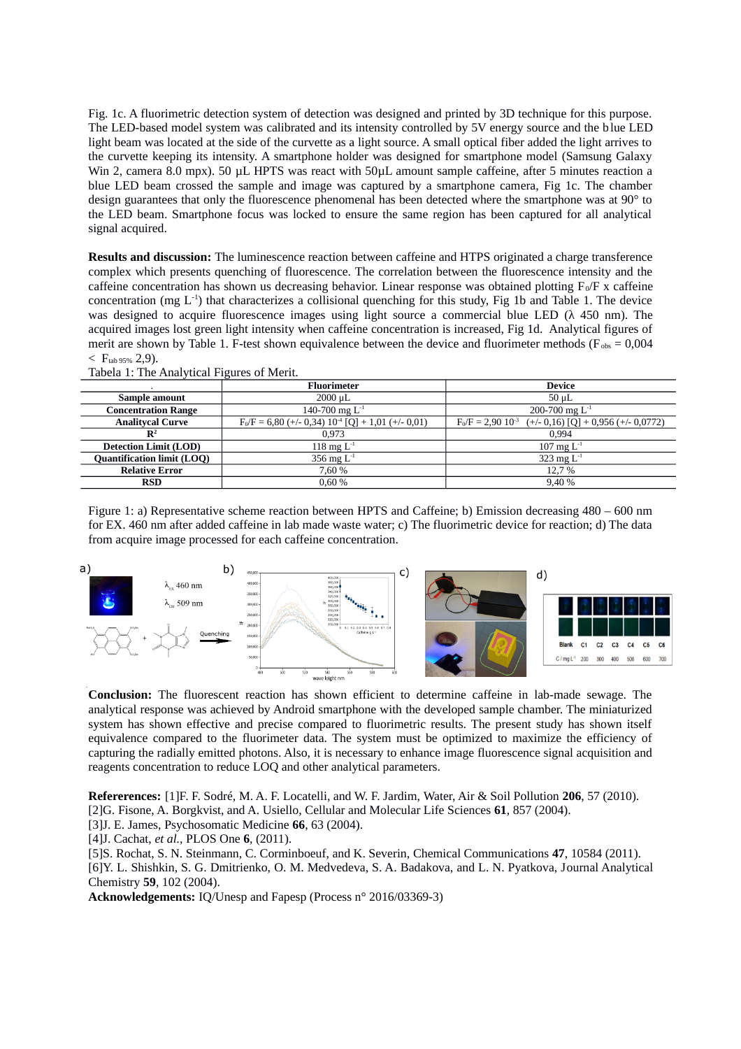Fig. 1c. A fluorimetric detection system of detection was designed and printed by 3D technique for this purpose. The LED-based model system was calibrated and its intensity controlled by 5V energy source and the blue LED light beam was located at the side of the curvette as a light source. A small optical fiber added the light arrives to the curvette keeping its intensity. A smartphone holder was designed for smartphone model (Samsung Galaxy Win 2, camera 8.0 mpx). 50 µL HPTS was react with 50µL amount sample caffeine, after 5 minutes reaction a blue LED beam crossed the sample and image was captured by a smartphone camera, Fig 1c. The chamber design guarantees that only the fluorescence phenomenal has been detected where the smartphone was at 90° to the LED beam. Smartphone focus was locked to ensure the same region has been captured for all analytical signal acquired.

**Results and discussion:** The luminescence reaction between caffeine and HTPS originated a charge transference complex which presents quenching of fluorescence. The correlation between the fluorescence intensity and the caffeine concentration has shown us decreasing behavior. Linear response was obtained plotting $F_0/F$ x caffeine concentration (mg $L^{-1}$) that characterizes a collisional quenching for this study, Fig 1b and Table 1. The device was designed to acquire fluorescence images using light source a commercial blue LED (λ 450 nm). The acquired images lost green light intensity when caffeine concentration is increased, Fig 1d. Analytical figures of merit are shown by Table 1. F-test shown equivalence between the device and fluorimeter methods ($F_{obs}$ = 0,004 < $F_{tab\ 95\%}$ 2,9).

Tabela 1: The Analytical Figures of Merit.

| . | Fluorimeter | Device |
|---|---|---|
| **Sample amount** | 2000 µL | 50 µL |
| **Concentration Range** | 140-700 mg $L^{-1}$ | 200-700 mg $L^{-1}$ |
| **Analitycal Curve** | $F_0/F$ = 6,80 (+/- 0,34) $10^{-4}$ [Q] + 1,01 (+/- 0,01) | $F_0/F$ = 2,90 $10^{-3}$ (+/- 0,16) [Q] + 0,956 (+/- 0,0772) |
| **$R^2$** | 0,973 | 0,994 |
| **Detection Limit (LOD)** | 118 mg $L^{-1}$ | 107 mg $L^{-1}$ |
| **Quantification limit (LOQ)** | 356 mg $L^{-1}$ | 323 mg $L^{-1}$ |
| **Relative Error** | 7,60 % | 12,7 % |
| **RSD** | 0,60 % | 9,40 % |

Figure 1: a) Representative scheme reaction between HPTS and Caffeine; b) Emission decreasing 480 – 600 nm for EX. 460 nm after added caffeine in lab made waste water; c) The fluorimetric device for reaction; d) The data from acquire image processed for each caffeine concentration.

a) $\lambda_{EX}$ 460 nm
$\lambda_{EM}$ 509 nm
Quenching

b) wave leight nm
Caffeine g $L^{-1}$

c)

d) Blank C1 C2 C3 C4 C5 C6
C / mg $L^{-1}$ 200 300 400 500 600 700

**Conclusion:** The fluorescent reaction has shown efficient to determine caffeine in lab-made sewage. The analytical response was achieved by Android smartphone with the developed sample chamber. The miniaturized system has shown effective and precise compared to fluorimetric results. The present study has shown itself equivalence compared to the fluorimeter data. The system must be optimized to maximize the efficiency of capturing the radially emitted photons. Also, it is necessary to enhance image fluorescence signal acquisition and reagents concentration to reduce LOQ and other analytical parameters.

**Refererences:** [1]F. F. Sodré, M. A. F. Locatelli, and W. F. Jardim, Water, Air & Soil Pollution **206**, 57 (2010).
[2]G. Fisone, A. Borgkvist, and A. Usiello, Cellular and Molecular Life Sciences **61**, 857 (2004).
[3]J. E. James, Psychosomatic Medicine **66**, 63 (2004).
[4]J. Cachat, *et al.*, PLOS One **6**, (2011).
[5]S. Rochat, S. N. Steinmann, C. Corminboeuf, and K. Severin, Chemical Communications **47**, 10584 (2011).
[6]Y. L. Shishkin, S. G. Dmitrienko, O. M. Medvedeva, S. A. Badakova, and L. N. Pyatkova, Journal Analytical Chemistry **59**, 102 (2004).
**Acknowledgements:** IQ/Unesp and Fapesp (Process n° 2016/03369-3)